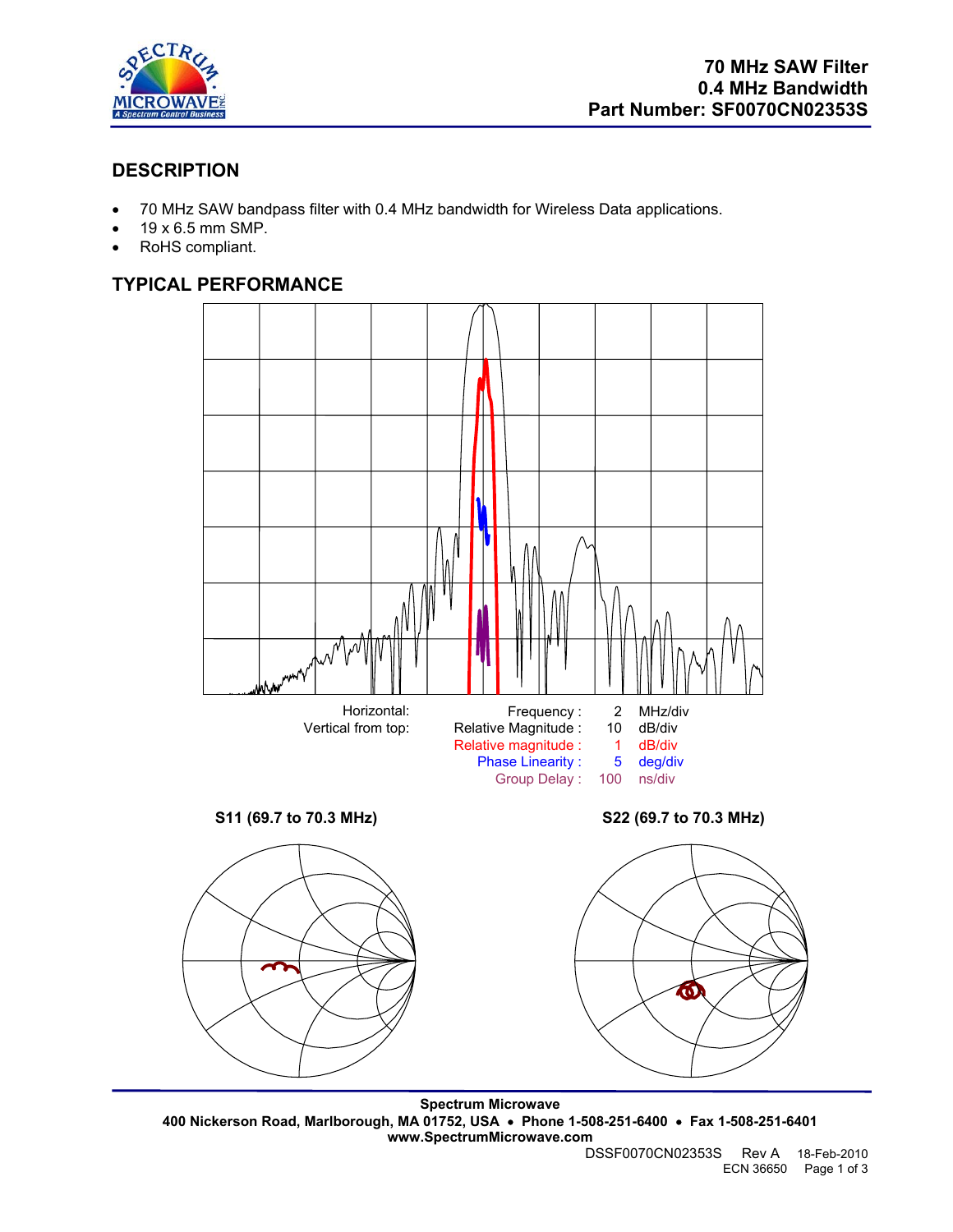# 70 MHz SAW Filter
# 0.4 MHz Bandwidth
# Part Number: SF0070CN02353S

## DESCRIPTION

- 70 MHz SAW bandpass filter with 0.4 MHz bandwidth for Wireless Data applications.
- 19 x 6.5 mm SMP.
- RoHS compliant.

## TYPICAL PERFORMANCE

Horizontal: Frequency : 2 MHz/div
Vertical from top: Relative Magnitude : 10 dB/div
Relative magnitude : 1 dB/div
Phase Linearity : 5 deg/div
Group Delay : 100 ns/div

S11 (69.7 to 70.3 MHz)

S22 (69.7 to 70.3 MHz)

**Spectrum Microwave**
**400 Nickerson Road, Marlborough, MA 01752, USA • Phone 1-508-251-6400 • Fax 1-508-251-6401**
**www.SpectrumMicrowave.com**

DSSF0070CN02353S Rev A 18-Feb-2010
ECN 36650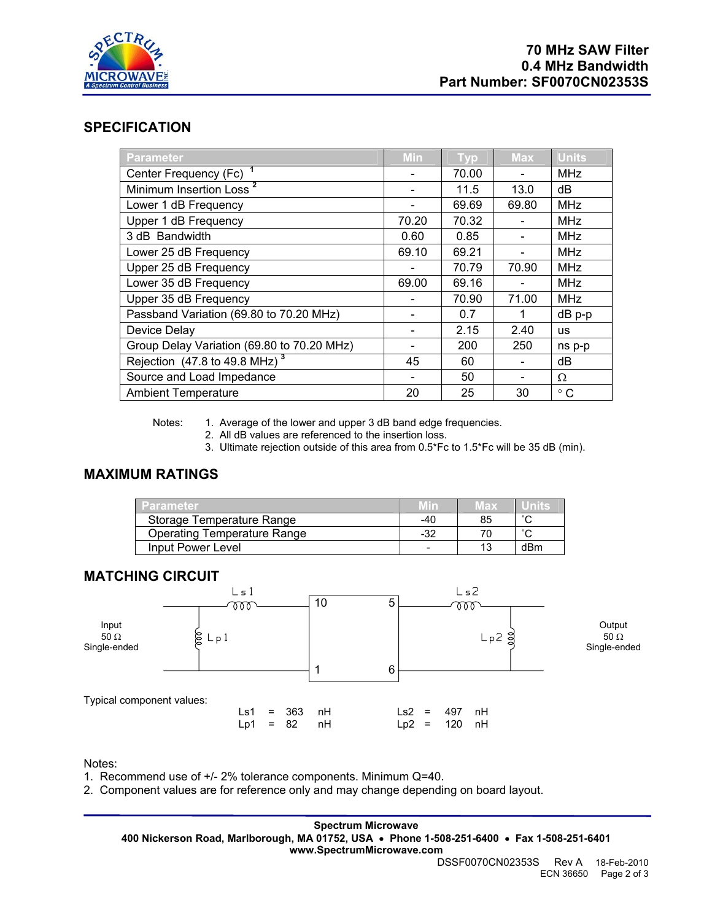**70 MHz SAW Filter**
**0.4 MHz Bandwidth**
**Part Number: SF0070CN02353S**

## SPECIFICATION

| Parameter | Min | Typ | Max | Units |
|---|---|---|---|---|
| Center Frequency (Fc) [1] | - | 70.00 | - | MHz |
| Minimum Insertion Loss [2] | - | 11.5 | 13.0 | dB |
| Lower 1 dB Frequency | - | 69.69 | 69.80 | MHz |
| Upper 1 dB Frequency | 70.20 | 70.32 | - | MHz |
| 3 dB Bandwidth | 0.60 | 0.85 | - | MHz |
| Lower 25 dB Frequency | 69.10 | 69.21 | - | MHz |
| Upper 25 dB Frequency | - | 70.79 | 70.90 | MHz |
| Lower 35 dB Frequency | 69.00 | 69.16 | - | MHz |
| Upper 35 dB Frequency | - | 70.90 | 71.00 | MHz |
| Passband Variation (69.80 to 70.20 MHz) | - | 0.7 | 1 | dB p-p |
| Device Delay | - | 2.15 | 2.40 | us |
| Group Delay Variation (69.80 to 70.20 MHz) | - | 200 | 250 | ns p-p |
| Rejection (47.8 to 49.8 MHz) [3] | 45 | 60 | - | dB |
| Source and Load Impedance | - | 50 | - | Ω |
| Ambient Temperature | 20 | 25 | 30 | ° C |

Notes:
1. Average of the lower and upper 3 dB band edge frequencies.
2. All dB values are referenced to the insertion loss.
3. Ultimate rejection outside of this area from 0.5*Fc to 1.5*Fc will be 35 dB (min).

## MAXIMUM RATINGS

| Parameter | Min | Max | Units |
|---|---|---|---|
| Storage Temperature Range | -40 | 85 | ˚C |
| Operating Temperature Range | -32 | 70 | ˚C |
| Input Power Level | - | 13 | dBm |

## MATCHING CIRCUIT

Input
50 Ω
Single-ended

Ls1
Lp1
10
1
5
6
Ls2
Lp2

Output
50 Ω
Single-ended

Typical component values:

Ls1 = 363 nH
Lp1 = 82 nH
Ls2 = 497 nH
Lp2 = 120 nH

Notes:
1. Recommend use of +/- 2% tolerance components. Minimum Q=40.
2. Component values are for reference only and may change depending on board layout.

**Spectrum Microwave**
**400 Nickerson Road, Marlborough, MA 01752, USA • Phone 1-508-251-6400 • Fax 1-508-251-6401**
**www.SpectrumMicrowave.com**

DSSF0070CN02353S Rev A 18-Feb-2010
ECN 36650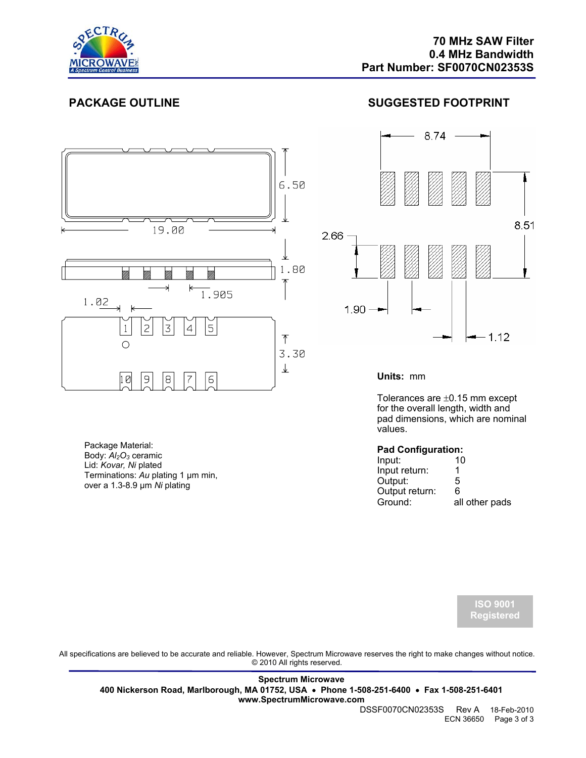# 70 MHz SAW Filter
## 0.4 MHz Bandwidth
## Part Number: SF0070CN02353S

## PACKAGE OUTLINE

6.50

19.00

1.80

1.905

1.02

1 2 3 4 5

3.30

10 9 8 7 6

Package Material:
Body: $Al_2O_3$ ceramic
Lid: *Kovar, Ni* plated
Terminations: *Au* plating 1 µm min,
over a 1.3-8.9 µm *Ni* plating

## SUGGESTED FOOTPRINT

8.74

8.51

2.66

1.90

1.12

**Units:** mm

Tolerances are ±0.15 mm except for the overall length, width and pad dimensions, which are nominal values.

**Pad Configuration:**

| | |
|---|---|
| Input: | 10 |
| Input return: | 1 |
| Output: | 5 |
| Output return: | 6 |
| Ground: | all other pads |

ISO 9001 Registered

All specifications are believed to be accurate and reliable. However, Spectrum Microwave reserves the right to make changes without notice. © 2010 All rights reserved.

**Spectrum Microwave**
**400 Nickerson Road, Marlborough, MA 01752, USA • Phone 1-508-251-6400 • Fax 1-508-251-6401**
**www.SpectrumMicrowave.com**

DSSF0070CN02353S Rev A 18-Feb-2010
ECN 36650